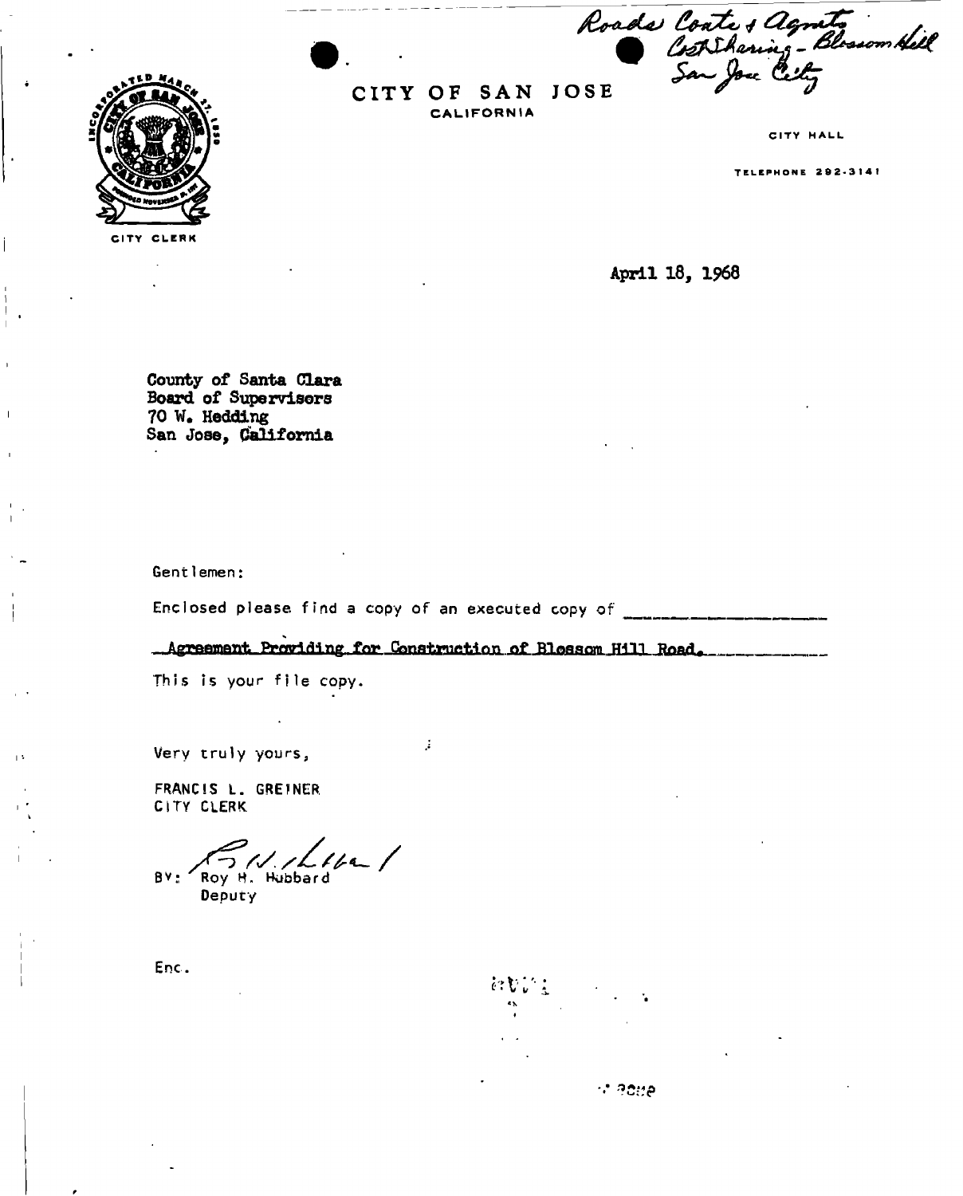Roads Costs & Agmts
Cost Sharing - Blossom Hill
San Jose City

# CITY OF SAN JOSE
CALIFORNIA

CITY CLERK

CITY HALL

TELEPHONE 292-3141

April 18, 1968

County of Santa Clara
Board of Supervisors
70 W. Hedding
San Jose, California

Gentlemen:

Enclosed please find a copy of an executed copy of

Agreement Providing for Construction of Blossom Hill Road.

This is your file copy.

Very truly yours,

FRANCIS L. GREINER
CITY CLERK

BY: Roy H. Hubbard
Deputy

Enc.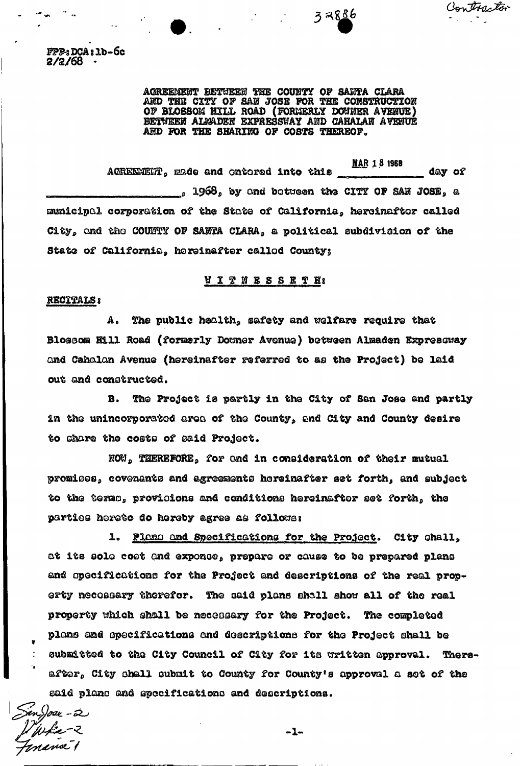FPP:DCA:lb-6c
2/2/68

AGREEMENT BETWEEN THE COUNTY OF SANTA CLARA AND THE CITY OF SAN JOSE FOR THE CONSTRUCTION OF BLOSSOM HILL ROAD (FORMERLY DOWNER AVENUE) BETWEEN ALMADEN EXPRESSWAY AND CAHALAN AVENUE AND FOR THE SHARING OF COSTS THEREOF.

AGREEMENT, made and entered into this MAR 18 1968 day of \_\_\_\_\_\_\_\_\_\_, 1968, by and between the CITY OF SAN JOSE, a municipal corporation of the State of California, hereinafter called City, and the COUNTY OF SANTA CLARA, a political subdivision of the State of California, hereinafter called County;

W I T N E S S E T H:

**RECITALS:**

A. The public health, safety and welfare require that Blossom Hill Road (formerly Downer Avenue) between Almaden Expressway and Cahalan Avenue (hereinafter referred to as the Project) be laid out and constructed.

B. The Project is partly in the City of San Jose and partly in the unincorporated area of the County, and City and County desire to share the costs of said Project.

NOW, THEREFORE, for and in consideration of their mutual promises, covenants and agreements hereinafter set forth, and subject to the terms, provisions and conditions hereinafter set forth, the parties hereto do hereby agree as follows:

1. Plans and Specifications for the Project. City shall, at its sole cost and expense, prepare or cause to be prepared plans and specifications for the Project and descriptions of the real property necessary therefor. The said plans shall show all of the real property which shall be necessary for the Project. The completed plans and specifications and descriptions for the Project shall be submitted to the City Council of City for its written approval. Thereafter, City shall submit to County for County's approval a set of the said plans and specifications and descriptions.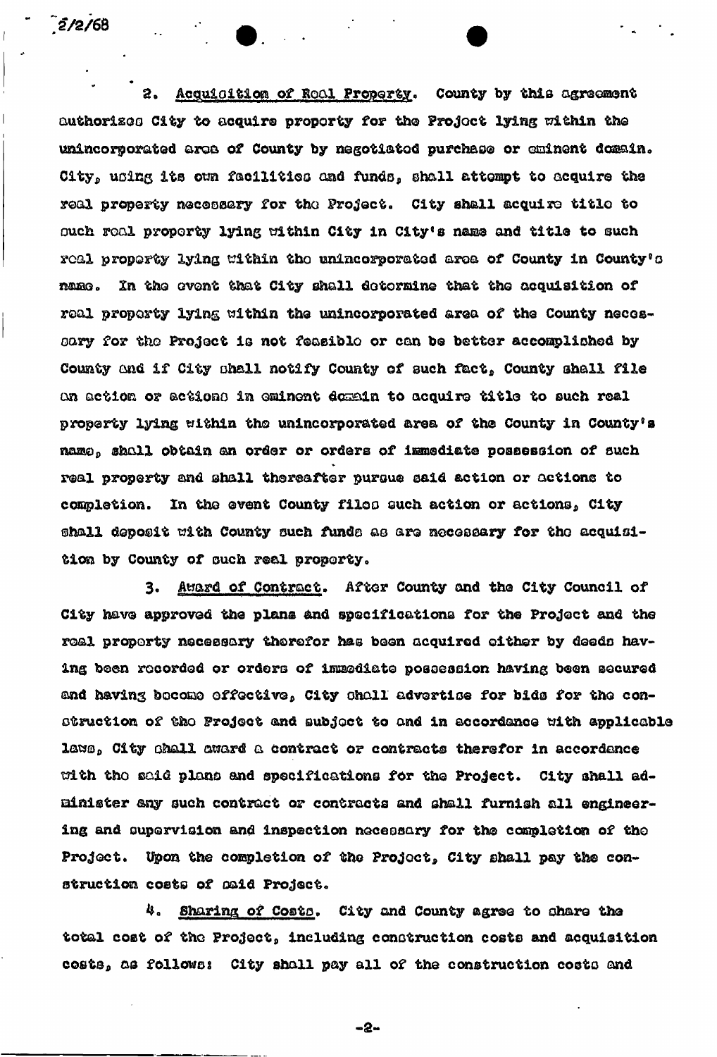2. Acquisition of Real Property. County by this agreement authorizes City to acquire property for the Project lying within the unincorporated area of County by negotiated purchase or eminent domain. City, using its own facilities and funds, shall attempt to acquire the real property necessary for the Project. City shall acquire title to such real property lying within City in City's name and title to such real property lying within the unincorporated area of County in County's name. In the event that City shall determine that the acquisition of real property lying within the unincorporated area of the County necessary for the Project is not feasible or can be better accomplished by County and if City shall notify County of such fact, County shall file an action or actions in eminent domain to acquire title to such real property lying within the unincorporated area of the County in County's name, shall obtain an order or orders of immediate possession of such real property and shall thereafter pursue said action or actions to completion. In the event County files such action or actions, City shall deposit with County such funds as are necessary for the acquisition by County of such real property.

3. Award of Contract. After County and the City Council of City have approved the plans and specifications for the Project and the real property necessary therefor has been acquired either by deeds having been recorded or orders of immediate possession having been secured and having become effective, City shall advertise for bids for the construction of the Project and subject to and in accordance with applicable laws, City shall award a contract or contracts therefor in accordance with the said plans and specifications for the Project. City shall administer any such contract or contracts and shall furnish all engineering and supervision and inspection necessary for the completion of the Project. Upon the completion of the Project, City shall pay the construction costs of said Project.

4. Sharing of Costs. City and County agree to share the total cost of the Project, including construction costs and acquisition costs, as follows: City shall pay all of the construction costs and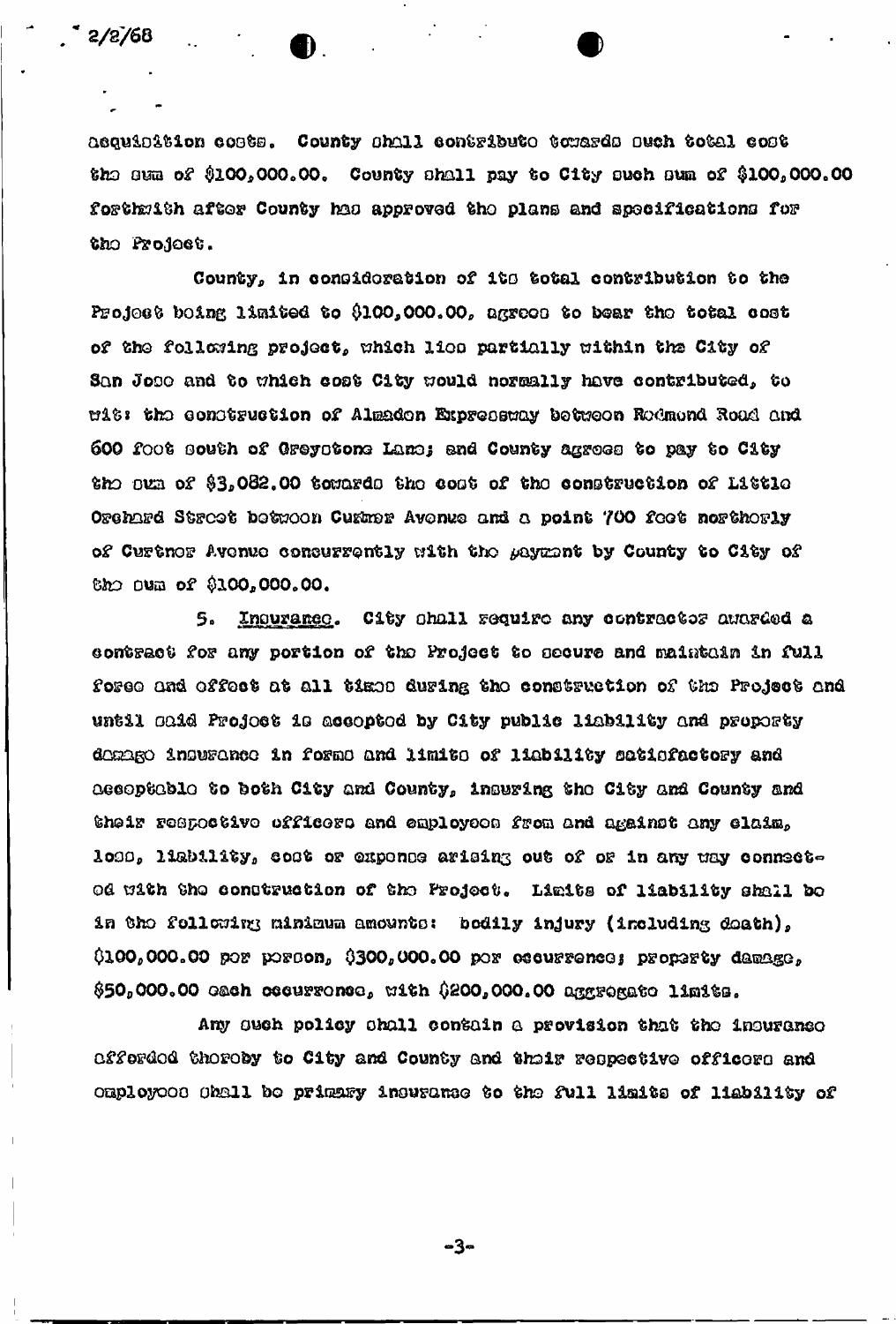acquisition costs. County shall contribute towards such total cost the sum of $100,000.00. County shall pay to City such sum of $100,000.00 forthwith after County has approved the plans and specifications for the Project.

County, in consideration of its total contribution to the Project being limited to $100,000.00, agrees to bear the total cost of the following project, which lies partially within the City of San Jose and to which cost City would normally have contributed, to wit: the construction of Almaden Expressway between Redmond Road and 600 feet south of Greystone Lane; and County agrees to pay to City the sum of $3,082.00 towards the cost of the construction of Little Orchard Street between Curtner Avenue and a point 700 feet northerly of Curtner Avenue concurrently with the payment by County to City of the sum of $100,000.00.

5. Insurance. City shall require any contractor awarded a contract for any portion of the Project to secure and maintain in full force and effect at all times during the construction of the Project and until said Project is accepted by City public liability and property damage insurance in forms and limits of liability satisfactory and acceptable to both City and County, insuring the City and County and their respective officers and employees from and against any claim, loss, liability, cost or expense arising out of or in any way connected with the construction of the Project. Limits of liability shall be in the following minimum amounts: bodily injury (including death), $100,000.00 per person, $300,000.00 per occurrence; property damage, $50,000.00 each occurrence, with $200,000.00 aggregate limits.

Any such policy shall contain a provision that the insurance afforded thereby to City and County and their respective officers and employees shall be primary insurance to the full limits of liability of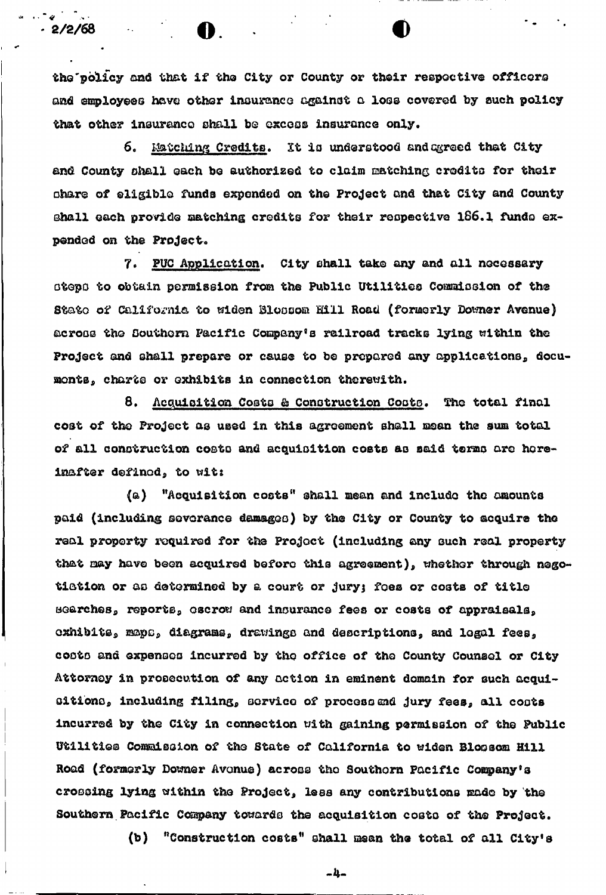the policy and that if the City or County or their respective officers and employees have other insurance against a loss covered by such policy that other insurance shall be excess insurance only.

6. Matching Credits. It is understood and agreed that City and County shall each be authorized to claim matching credits for their share of eligible funds expended on the Project and that City and County shall each provide matching credits for their respective 186.1 funds expended on the Project.

7. PUC Application. City shall take any and all necessary steps to obtain permission from the Public Utilities Commission of the State of California to widen Blossom Hill Road (formerly Downer Avenue) across the Southern Pacific Company's railroad tracks lying within the Project and shall prepare or cause to be prepared any applications, documents, charts or exhibits in connection therewith.

8. Acquisition Costs & Construction Costs. The total final cost of the Project as used in this agreement shall mean the sum total of all construction costs and acquisition costs as said terms are hereinafter defined, to wit:

(a) "Acquisition costs" shall mean and include the amounts paid (including severance damages) by the City or County to acquire the real property required for the Project (including any such real property that may have been acquired before this agreement), whether through negotiation or as determined by a court or jury; fees or costs of title searches, reports, escrow and insurance fees or costs of appraisals, exhibits, maps, diagrams, drawings and descriptions, and legal fees, costs and expenses incurred by the office of the County Counsel or City Attorney in prosecution of any action in eminent domain for such acquisitions, including filing, service of process and jury fees, all costs incurred by the City in connection with gaining permission of the Public Utilities Commission of the State of California to widen Blossom Hill Road (formerly Downer Avenue) across the Southern Pacific Company's crossing lying within the Project, less any contributions made by the Southern Pacific Company towards the acquisition costs of the Project.

(b) "Construction costs" shall mean the total of all City's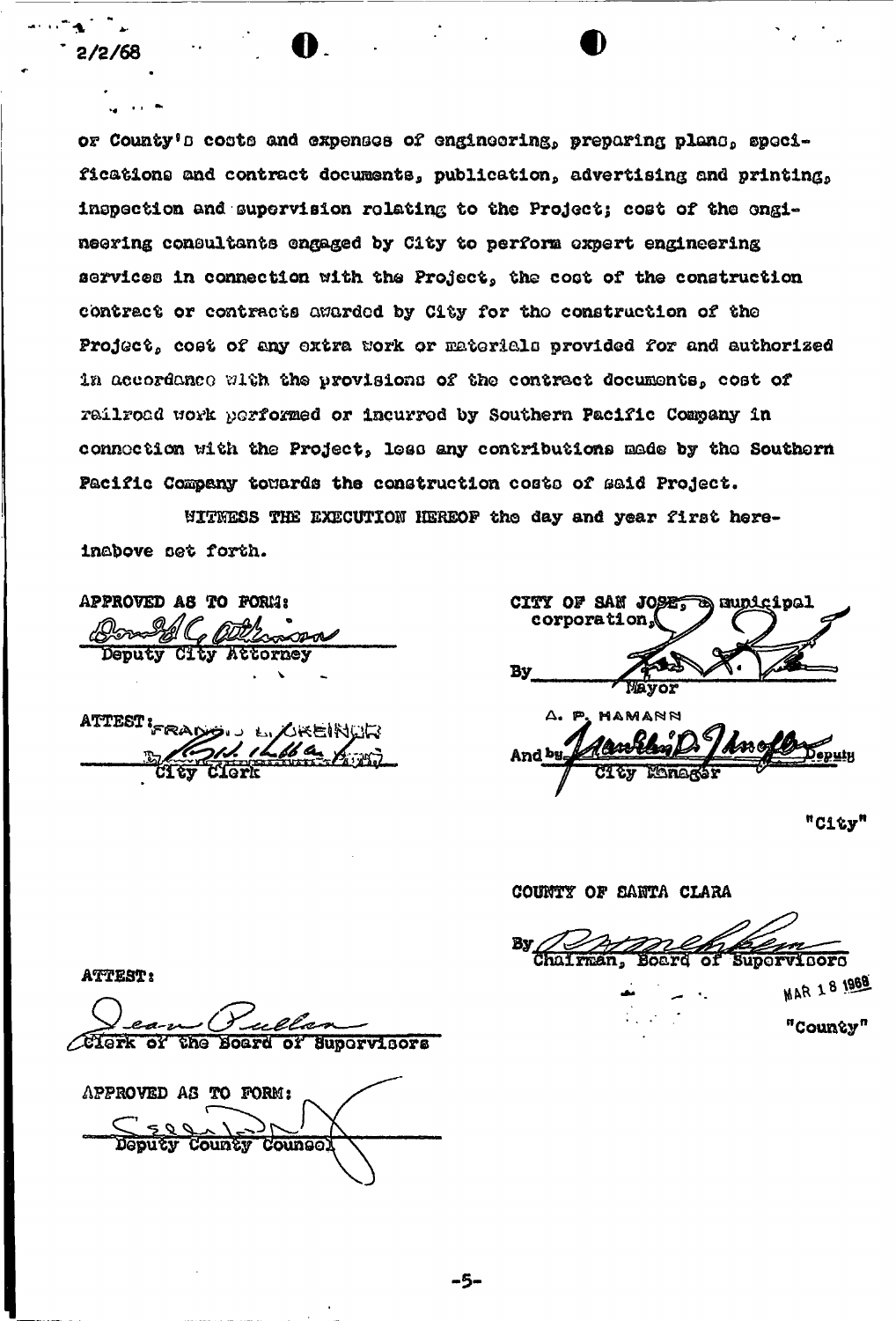2/2/68

or County's costs and expenses of engineering, preparing plans, specifications and contract documents, publication, advertising and printing, inspection and supervision relating to the Project; cost of the engineering consultants engaged by City to perform expert engineering services in connection with the Project, the cost of the construction contract or contracts awarded by City for the construction of the Project, cost of any extra work or materials provided for and authorized in accordance with the provisions of the contract documents, cost of railroad work performed or incurred by Southern Pacific Company in connection with the Project, less any contributions made by the Southern Pacific Company towards the construction costs of said Project.

WITNESS THE EXECUTION HEREOF the day and year first hereinabove set forth.

APPROVED AS TO FORM:

Deputy City Attorney

ATTEST: FRANCIS L. GREINER

By ______ City Clerk

CITY OF SAN JOSE, a municipal corporation,

By ______ Mayor

A. P. HAMANN

And by ______ Deputy City Manager

"City"

COUNTY OF SANTA CLARA

By ______ Chairman, Board of Supervisors

MAR 18 1968

"County"

ATTEST:

Clerk of the Board of Supervisors

APPROVED AS TO FORM:

Deputy County Counsel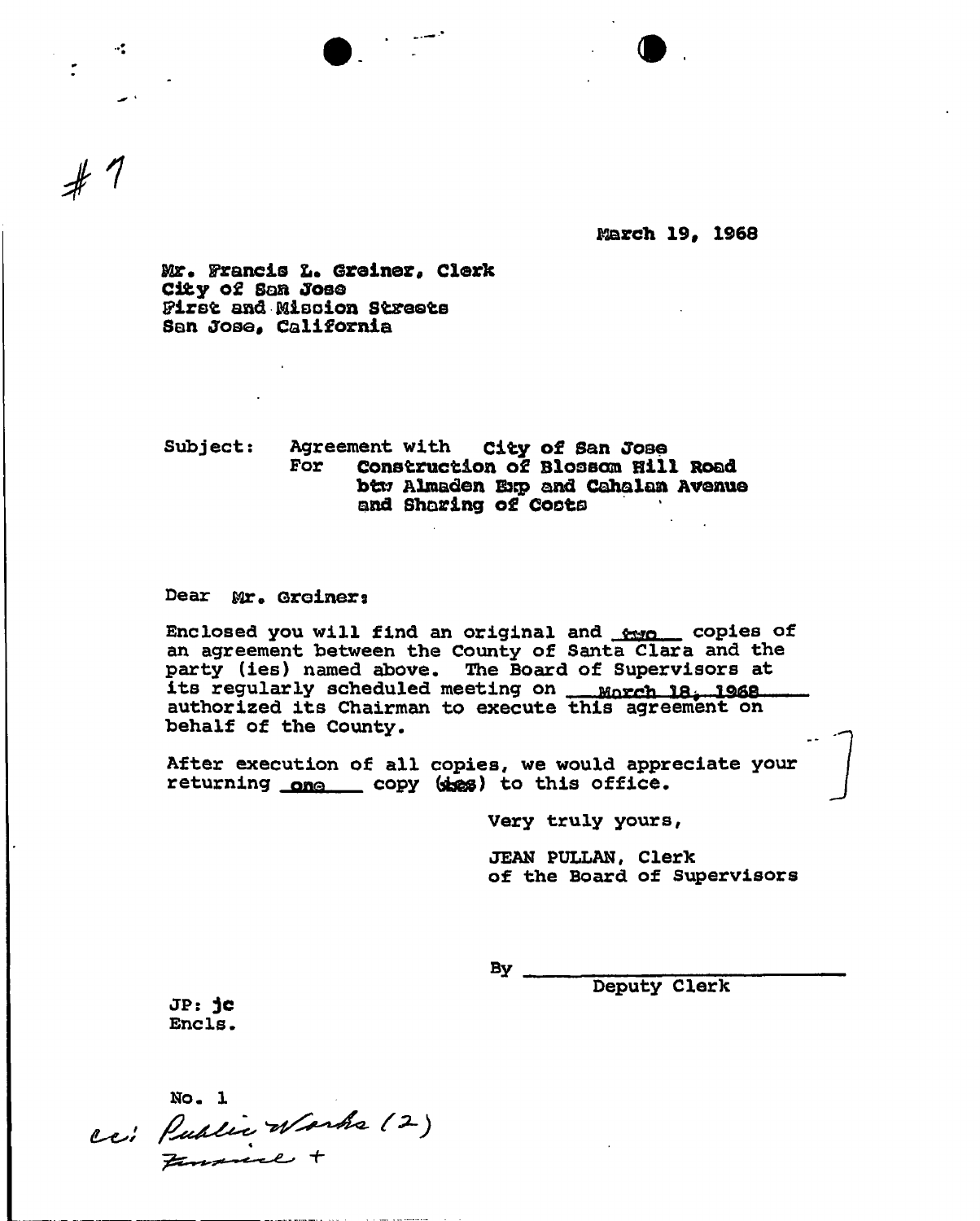#7

March 19, 1968

Mr. Francis L. Greiner, Clerk
City of San Jose
First and Mission Streets
San Jose, California

Subject: Agreement with City of San Jose
For Construction of Blossom Hill Road btw Almaden Exp and Cahalan Avenue and Sharing of Costs

Dear Mr. Greiner:

Enclosed you will find an original and two copies of an agreement between the County of Santa Clara and the party (ies) named above. The Board of Supervisors at its regularly scheduled meeting on March 18, 1968 authorized its Chairman to execute this agreement on behalf of the County.

After execution of all copies, we would appreciate your returning one copy (ies) to this office.

Very truly yours,

JEAN PULLAN, Clerk
of the Board of Supervisors

By ______________________
Deputy Clerk

JP: jc
Encls.

No. 1
cc: Public Works (2)
Finance +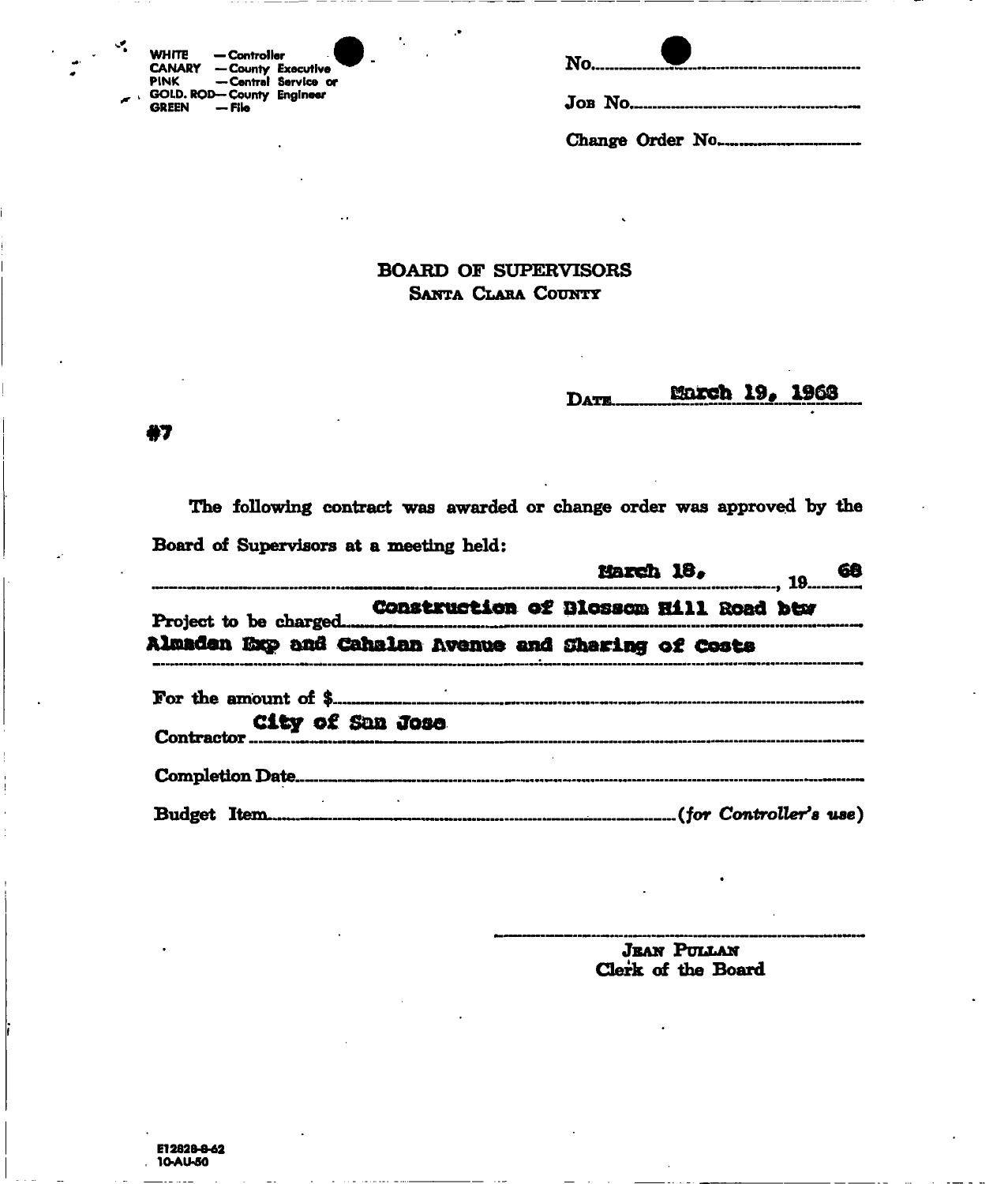WHITE — Controller
CANARY — County Executive
PINK — Central Service or
GOLD. ROD— County Engineer
GREEN — File

No.

Job No.

Change Order No.

## BOARD OF SUPERVISORS
### Santa Clara County

Date March 19, 1968

#7

The following contract was awarded or change order was approved by the Board of Supervisors at a meeting held:

March 18, 19 68

Project to be charged Construction of Blossom Hill Road btw Almaden Exp and Cahalan Avenue and Sharing of Costs

For the amount of $

Contractor City of San Jose

Completion Date

Budget Item (*for Controller's use*)

Jean Pullan
Clerk of the Board

E12828-8-62
10-AU-50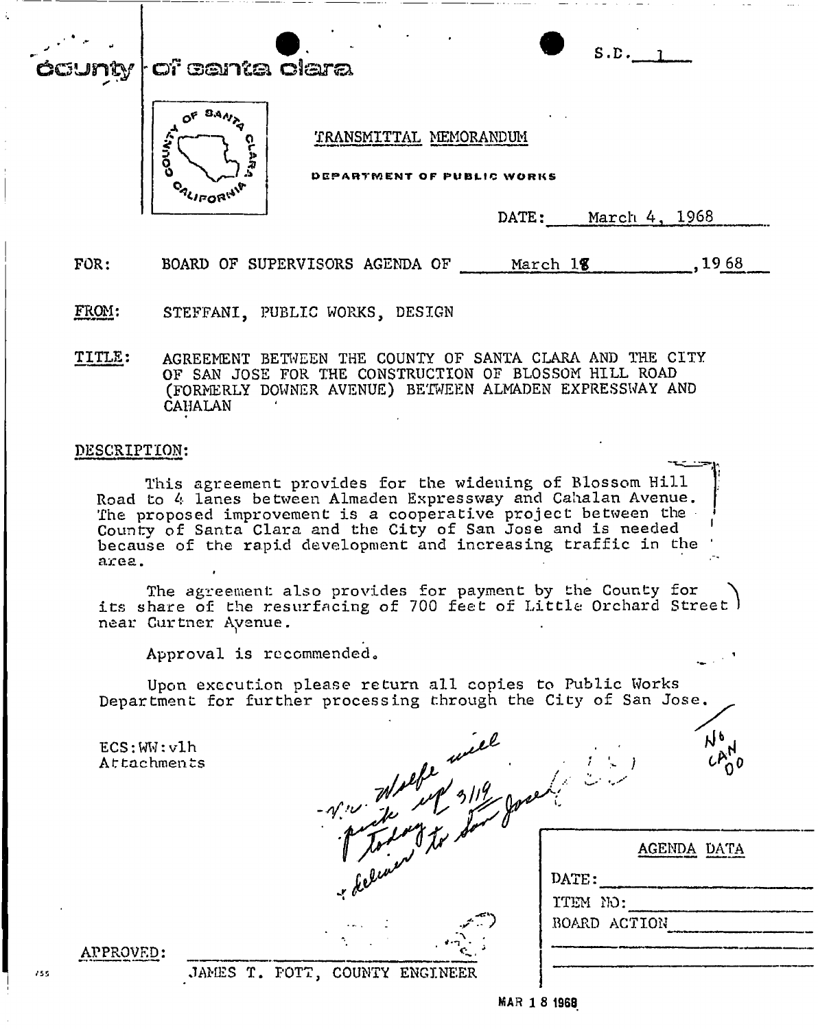county | of santa clara

S.D. 1

TRANSMITTAL MEMORANDUM

DEPARTMENT OF PUBLIC WORKS

DATE: March 4, 1968

FOR: BOARD OF SUPERVISORS AGENDA OF March 18, 1968

FROM: STEFFANI, PUBLIC WORKS, DESIGN

TITLE: AGREEMENT BETWEEN THE COUNTY OF SANTA CLARA AND THE CITY OF SAN JOSE FOR THE CONSTRUCTION OF BLOSSOM HILL ROAD (FORMERLY DOWNER AVENUE) BETWEEN ALMADEN EXPRESSWAY AND CAHALAN

DESCRIPTION:

This agreement provides for the widening of Blossom Hill Road to 4 lanes between Almaden Expressway and Cahalan Avenue. The proposed improvement is a cooperative project between the County of Santa Clara and the City of San Jose and is needed because of the rapid development and increasing traffic in the area.

The agreement also provides for payment by the County for its share of the resurfacing of 700 feet of Little Orchard Street near Curtner Avenue.

Approval is recommended.

Upon execution please return all copies to Public Works Department for further processing through the City of San Jose.

ECS:WW:vlh
Attachments

- V.W. Wolfe will pick up 3/19 today to San Jose & deliver

No CAN 00

| AGENDA DATA |
|---|
| DATE: |
| ITEM NO: |
| BOARD ACTION |

APPROVED: JAMES T. POTT, COUNTY ENGINEER

MAR 18 1968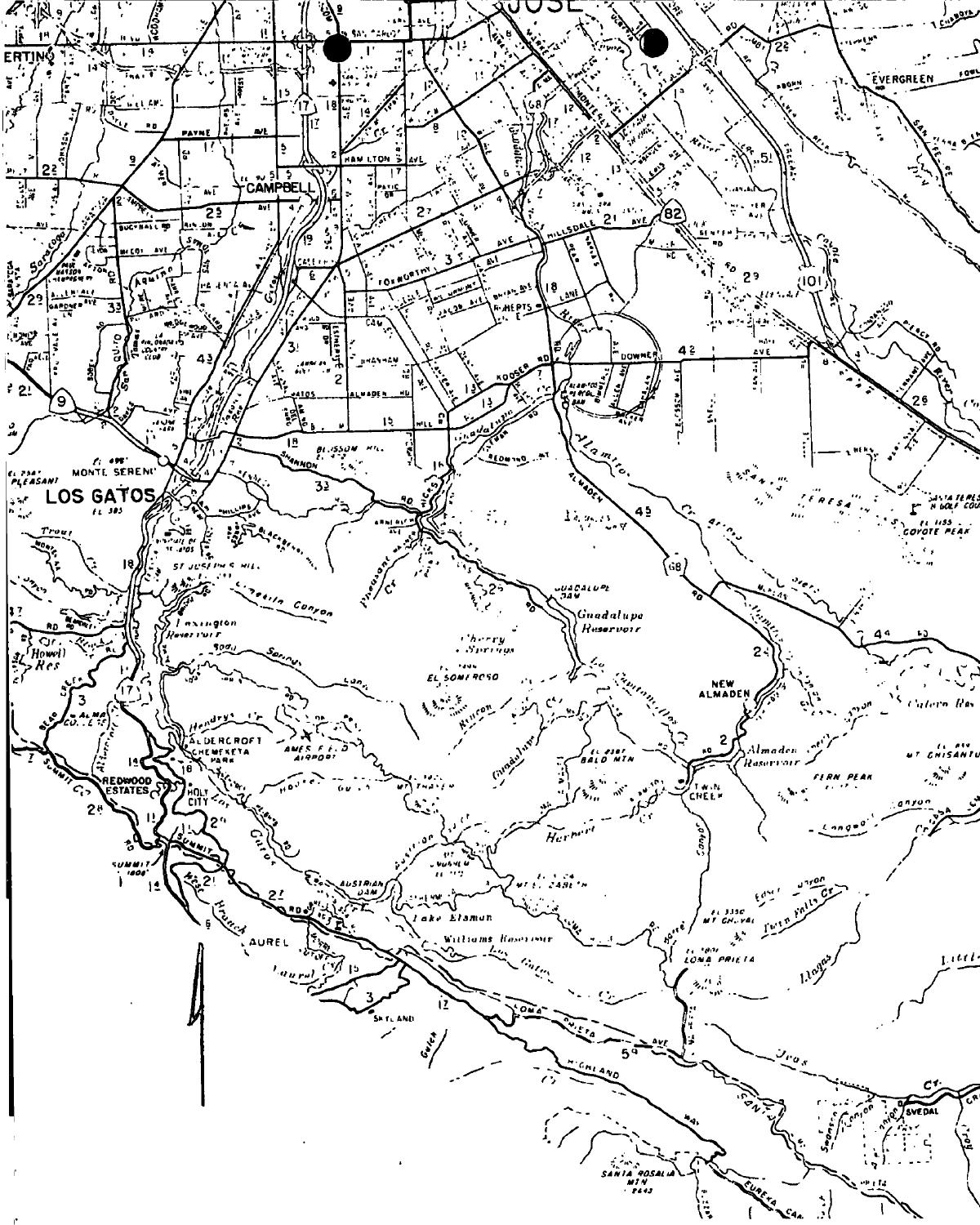JOSE

EVERGREEN

CAMPBELL

LOS GATOS

MONTE SERENO

HILLSDALE AVE

HAMILTON AVE

PAYNE AVE

FOXWORTHY AVE

KOOSER RD

DOWNER AVE

ALMADEN RD

BLOSSOM HILL RD

SHANNON RD

Alamitos Cr

Guadalupe Reservoir

GUADALUPE DAM

Cherry Springs

EL SOMBROSO

NEW ALMADEN

Almaden Reservoir

TWIN CREEKS

BALD MTN

FERN PEAK

MT CHISANTU

COYOTE PEAK

SANTA TERESA

Calero Res

Lexington Reservoir

ST JOSEPHS HILL

Limekiln Canyon

Howell Res

ALDERCROFT

CHEMEKETA PARK

AMES FIELD AIRPORT

REDWOOD ESTATES

HOLY CITY

SUMMIT

ALMA COLLEGE

AUSTRIAN DAM

Lake Elsman

Williams Reservoir

Los Gatos Cr

MT CHUAL

LOMA PRIETA

LOMA PRIETA AVE

HIGHLAND WAY

SKYLAND

AUREL

Laurel

West Branch

Hendrys Cr

Herbert Cr

Llagas

Uvas

SVEDAL

SANTA ROSALIA MTN

EUREKA CAN

9

17

82

101

68